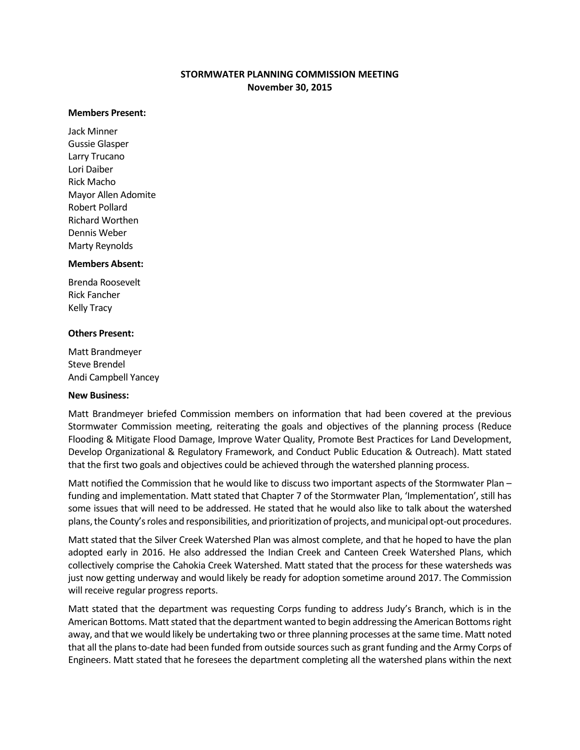# STORMWATER PLANNING COMMISSION MEETING
## November 30, 2015

**Members Present:**

Jack Minner
Gussie Glasper
Larry Trucano
Lori Daiber
Rick Macho
Mayor Allen Adomite
Robert Pollard
Richard Worthen
Dennis Weber
Marty Reynolds

**Members Absent:**

Brenda Roosevelt
Rick Fancher
Kelly Tracy

**Others Present:**

Matt Brandmeyer
Steve Brendel
Andi Campbell Yancey

**New Business:**

Matt Brandmeyer briefed Commission members on information that had been covered at the previous Stormwater Commission meeting, reiterating the goals and objectives of the planning process (Reduce Flooding & Mitigate Flood Damage, Improve Water Quality, Promote Best Practices for Land Development, Develop Organizational & Regulatory Framework, and Conduct Public Education & Outreach). Matt stated that the first two goals and objectives could be achieved through the watershed planning process.

Matt notified the Commission that he would like to discuss two important aspects of the Stormwater Plan – funding and implementation. Matt stated that Chapter 7 of the Stormwater Plan, 'Implementation', still has some issues that will need to be addressed. He stated that he would also like to talk about the watershed plans, the County's roles and responsibilities, and prioritization of projects, and municipal opt-out procedures.

Matt stated that the Silver Creek Watershed Plan was almost complete, and that he hoped to have the plan adopted early in 2016. He also addressed the Indian Creek and Canteen Creek Watershed Plans, which collectively comprise the Cahokia Creek Watershed. Matt stated that the process for these watersheds was just now getting underway and would likely be ready for adoption sometime around 2017. The Commission will receive regular progress reports.

Matt stated that the department was requesting Corps funding to address Judy's Branch, which is in the American Bottoms. Matt stated that the department wanted to begin addressing the American Bottoms right away, and that we would likely be undertaking two or three planning processes at the same time. Matt noted that all the plans to-date had been funded from outside sources such as grant funding and the Army Corps of Engineers. Matt stated that he foresees the department completing all the watershed plans within the next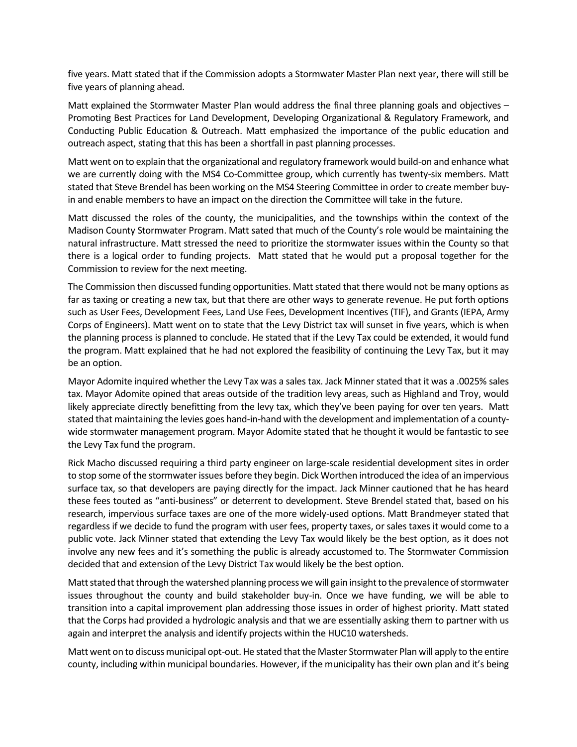five years. Matt stated that if the Commission adopts a Stormwater Master Plan next year, there will still be five years of planning ahead.

Matt explained the Stormwater Master Plan would address the final three planning goals and objectives – Promoting Best Practices for Land Development, Developing Organizational & Regulatory Framework, and Conducting Public Education & Outreach. Matt emphasized the importance of the public education and outreach aspect, stating that this has been a shortfall in past planning processes.

Matt went on to explain that the organizational and regulatory framework would build-on and enhance what we are currently doing with the MS4 Co-Committee group, which currently has twenty-six members. Matt stated that Steve Brendel has been working on the MS4 Steering Committee in order to create member buy-in and enable members to have an impact on the direction the Committee will take in the future.

Matt discussed the roles of the county, the municipalities, and the townships within the context of the Madison County Stormwater Program. Matt sated that much of the County's role would be maintaining the natural infrastructure. Matt stressed the need to prioritize the stormwater issues within the County so that there is a logical order to funding projects. Matt stated that he would put a proposal together for the Commission to review for the next meeting.

The Commission then discussed funding opportunities. Matt stated that there would not be many options as far as taxing or creating a new tax, but that there are other ways to generate revenue. He put forth options such as User Fees, Development Fees, Land Use Fees, Development Incentives (TIF), and Grants (IEPA, Army Corps of Engineers). Matt went on to state that the Levy District tax will sunset in five years, which is when the planning process is planned to conclude. He stated that if the Levy Tax could be extended, it would fund the program. Matt explained that he had not explored the feasibility of continuing the Levy Tax, but it may be an option.

Mayor Adomite inquired whether the Levy Tax was a sales tax. Jack Minner stated that it was a .0025% sales tax. Mayor Adomite opined that areas outside of the tradition levy areas, such as Highland and Troy, would likely appreciate directly benefitting from the levy tax, which they've been paying for over ten years. Matt stated that maintaining the levies goes hand-in-hand with the development and implementation of a county-wide stormwater management program. Mayor Adomite stated that he thought it would be fantastic to see the Levy Tax fund the program.

Rick Macho discussed requiring a third party engineer on large-scale residential development sites in order to stop some of the stormwater issues before they begin. Dick Worthen introduced the idea of an impervious surface tax, so that developers are paying directly for the impact. Jack Minner cautioned that he has heard these fees touted as "anti-business" or deterrent to development. Steve Brendel stated that, based on his research, impervious surface taxes are one of the more widely-used options. Matt Brandmeyer stated that regardless if we decide to fund the program with user fees, property taxes, or sales taxes it would come to a public vote. Jack Minner stated that extending the Levy Tax would likely be the best option, as it does not involve any new fees and it's something the public is already accustomed to. The Stormwater Commission decided that and extension of the Levy District Tax would likely be the best option.

Matt stated that through the watershed planning process we will gain insight to the prevalence of stormwater issues throughout the county and build stakeholder buy-in. Once we have funding, we will be able to transition into a capital improvement plan addressing those issues in order of highest priority. Matt stated that the Corps had provided a hydrologic analysis and that we are essentially asking them to partner with us again and interpret the analysis and identify projects within the HUC10 watersheds.

Matt went on to discuss municipal opt-out. He stated that the Master Stormwater Plan will apply to the entire county, including within municipal boundaries. However, if the municipality has their own plan and it's being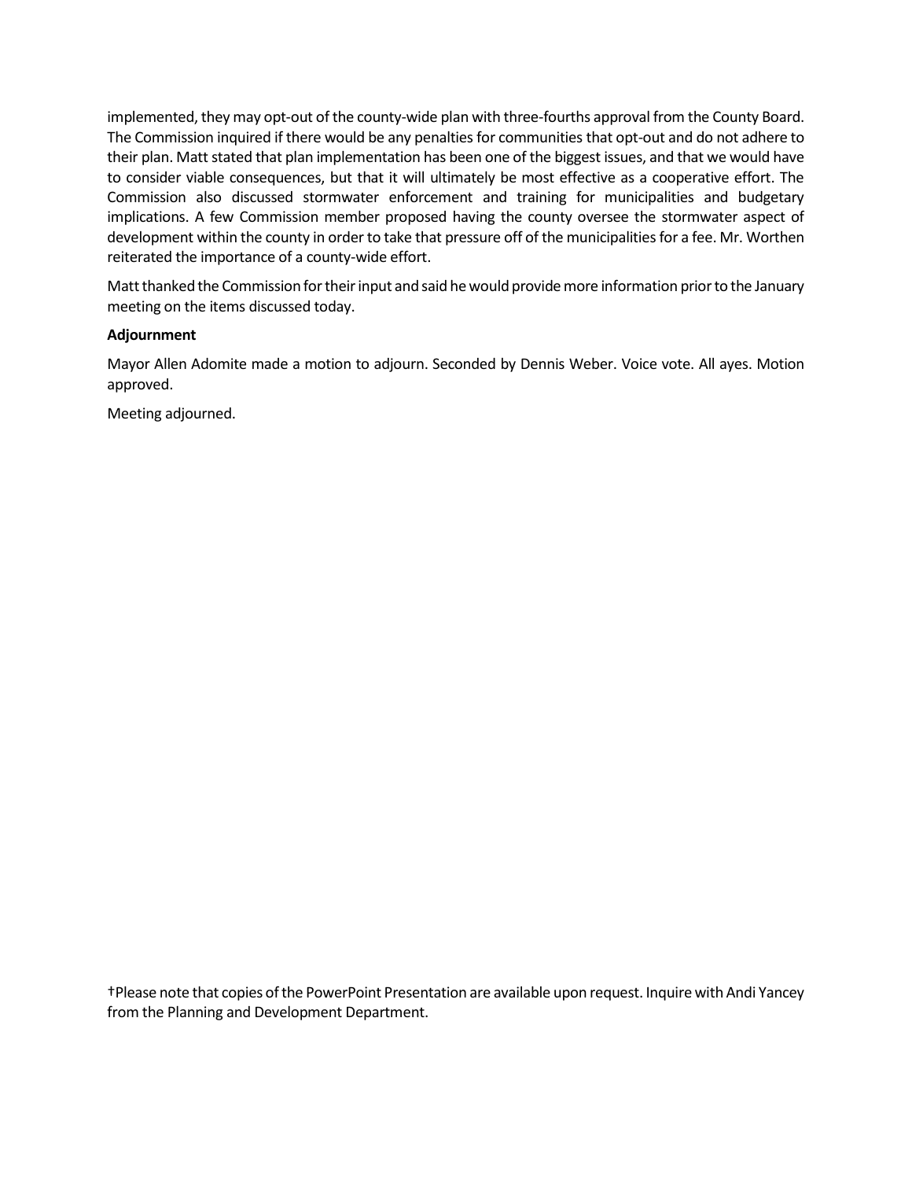implemented, they may opt-out of the county-wide plan with three-fourths approval from the County Board. The Commission inquired if there would be any penalties for communities that opt-out and do not adhere to their plan. Matt stated that plan implementation has been one of the biggest issues, and that we would have to consider viable consequences, but that it will ultimately be most effective as a cooperative effort. The Commission also discussed stormwater enforcement and training for municipalities and budgetary implications. A few Commission member proposed having the county oversee the stormwater aspect of development within the county in order to take that pressure off of the municipalities for a fee. Mr. Worthen reiterated the importance of a county-wide effort.

Matt thanked the Commission for their input and said he would provide more information prior to the January meeting on the items discussed today.

**Adjournment**

Mayor Allen Adomite made a motion to adjourn. Seconded by Dennis Weber. Voice vote. All ayes. Motion approved.

Meeting adjourned.

†Please note that copies of the PowerPoint Presentation are available upon request. Inquire with Andi Yancey from the Planning and Development Department.